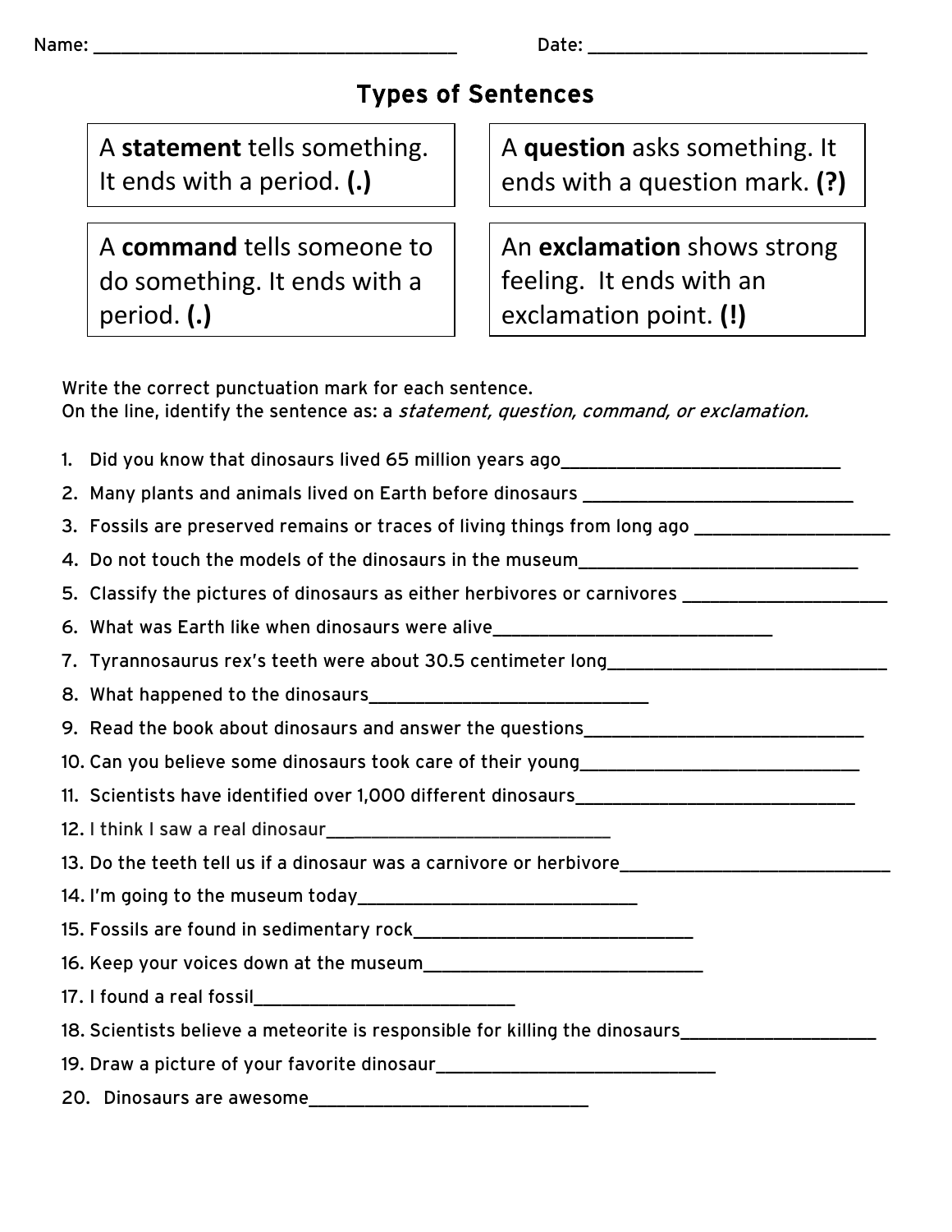Name: ___________________________________ Date: ___________________________

# Types of Sentences

| | |
|---|---|
| A **statement** tells something. It ends with a period. **(.)** | A **question** asks something. It ends with a question mark. **(?)** |
| A **command** tells someone to do something. It ends with a period. **(.)** | An **exclamation** shows strong feeling. It ends with an exclamation point. **(!)** |

Write the correct punctuation mark for each sentence.
On the line, identify the sentence as: a *statement, question, command, or exclamation.*

1. Did you know that dinosaurs lived 65 million years ago____________________________
2. Many plants and animals lived on Earth before dinosaurs ____________________________
3. Fossils are preserved remains or traces of living things from long ago ___________________
4. Do not touch the models of the dinosaurs in the museum____________________________
5. Classify the pictures of dinosaurs as either herbivores or carnivores ____________________
6. What was Earth like when dinosaurs were alive____________________________
7. Tyrannosaurus rex's teeth were about 30.5 centimeter long____________________________
8. What happened to the dinosaurs____________________________
9. Read the book about dinosaurs and answer the questions____________________________
10. Can you believe some dinosaurs took care of their young____________________________
11. Scientists have identified over 1,000 different dinosaurs____________________________
12. I think I saw a real dinosaur____________________________
13. Do the teeth tell us if a dinosaur was a carnivore or herbivore__________________________
14. I'm going to the museum today____________________________
15. Fossils are found in sedimentary rock____________________________
16. Keep your voices down at the museum____________________________
17. I found a real fossil__________________________
18. Scientists believe a meteorite is responsible for killing the dinosaurs___________________
19. Draw a picture of your favorite dinosaur____________________________
20. Dinosaurs are awesome____________________________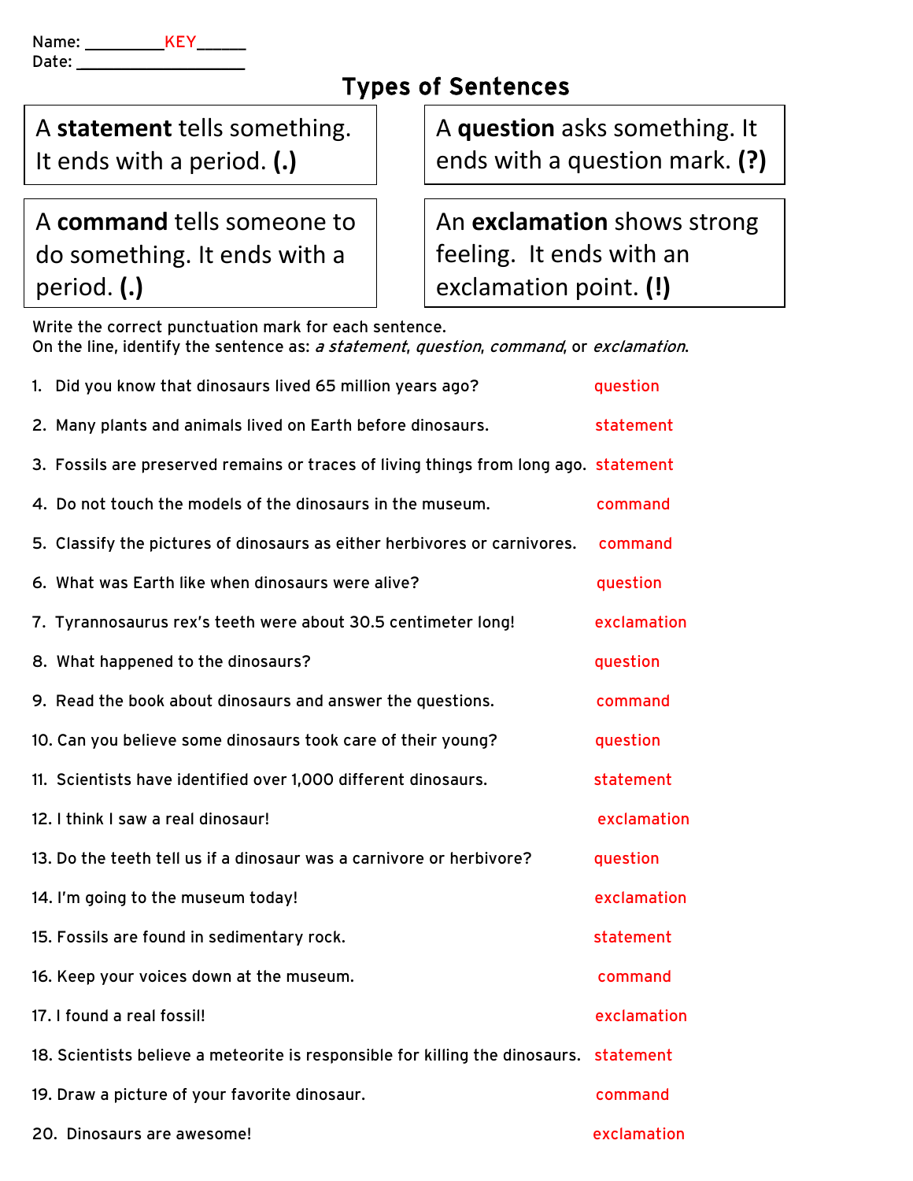Name: _________KEY______
Date: ___________________

# Types of Sentences

A **statement** tells something. It ends with a period. **(.)**

A **question** asks something. It ends with a question mark. **(?)**

A **command** tells someone to do something. It ends with a period. **(.)**

An **exclamation** shows strong feeling. It ends with an exclamation point. **(!)**

Write the correct punctuation mark for each sentence.
On the line, identify the sentence as: *a statement*, *question*, *command*, or *exclamation*.

1. Did you know that dinosaurs lived 65 million years ago? question
2. Many plants and animals lived on Earth before dinosaurs. statement
3. Fossils are preserved remains or traces of living things from long ago. statement
4. Do not touch the models of the dinosaurs in the museum. command
5. Classify the pictures of dinosaurs as either herbivores or carnivores. command
6. What was Earth like when dinosaurs were alive? question
7. Tyrannosaurus rex's teeth were about 30.5 centimeter long! exclamation
8. What happened to the dinosaurs? question
9. Read the book about dinosaurs and answer the questions. command
10. Can you believe some dinosaurs took care of their young? question
11. Scientists have identified over 1,000 different dinosaurs. statement
12. I think I saw a real dinosaur! exclamation
13. Do the teeth tell us if a dinosaur was a carnivore or herbivore? question
14. I'm going to the museum today! exclamation
15. Fossils are found in sedimentary rock. statement
16. Keep your voices down at the museum. command
17. I found a real fossil! exclamation
18. Scientists believe a meteorite is responsible for killing the dinosaurs. statement
19. Draw a picture of your favorite dinosaur. command
20. Dinosaurs are awesome! exclamation